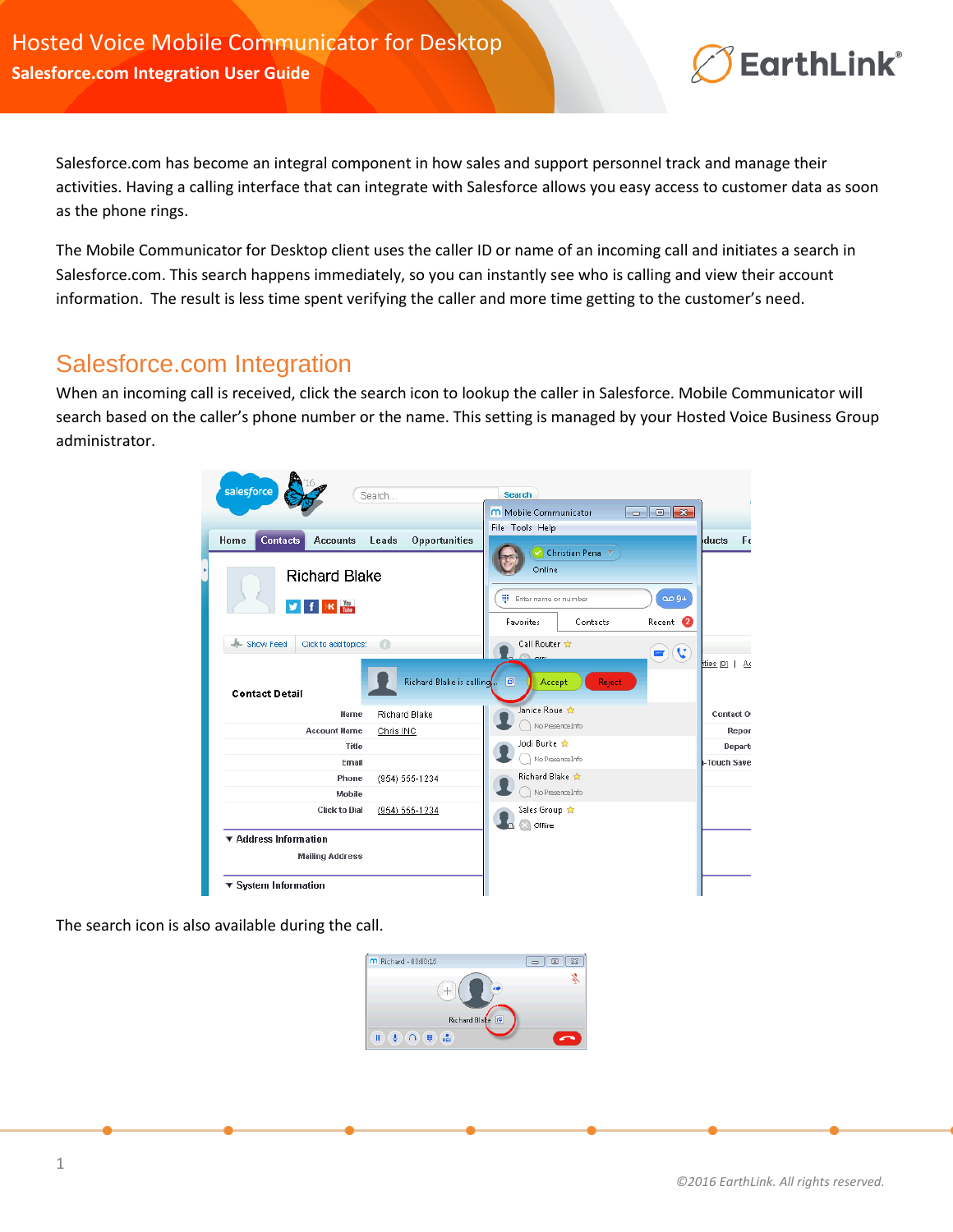# Hosted Voice Mobile Communicator for Desktop

**Salesforce.com Integration User Guide**

Salesforce.com has become an integral component in how sales and support personnel track and manage their activities. Having a calling interface that can integrate with Salesforce allows you easy access to customer data as soon as the phone rings.

The Mobile Communicator for Desktop client uses the caller ID or name of an incoming call and initiates a search in Salesforce.com. This search happens immediately, so you can instantly see who is calling and view their account information. The result is less time spent verifying the caller and more time getting to the customer's need.

## Salesforce.com Integration

When an incoming call is received, click the search icon to lookup the caller in Salesforce. Mobile Communicator will search based on the caller's phone number or the name. This setting is managed by your Hosted Voice Business Group administrator.

The search icon is also available during the call.

*©2016 EarthLink. All rights reserved.*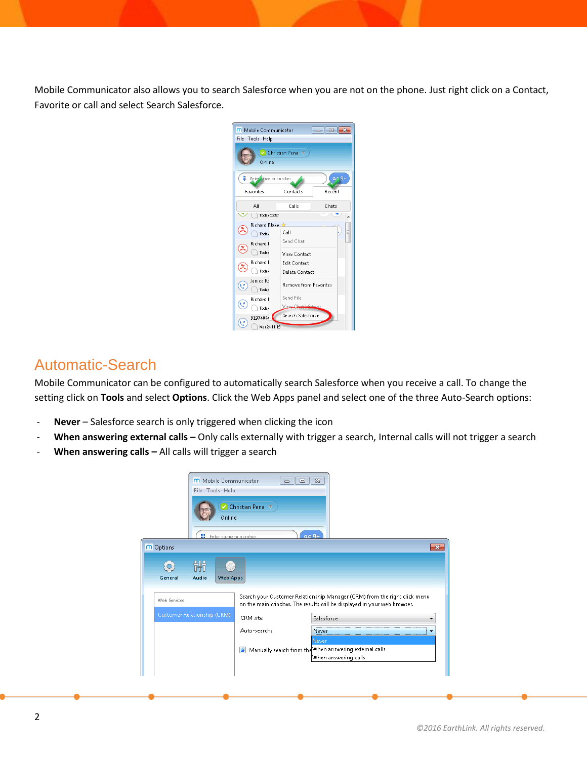Mobile Communicator also allows you to search Salesforce when you are not on the phone. Just right click on a Contact, Favorite or call and select Search Salesforce.

## Automatic-Search

Mobile Communicator can be configured to automatically search Salesforce when you receive a call. To change the setting click on **Tools** and select **Options**. Click the Web Apps panel and select one of the three Auto-Search options:

- **Never** – Salesforce search is only triggered when clicking the icon
- **When answering external calls –** Only calls externally with trigger a search, Internal calls will not trigger a search
- **When answering calls –** All calls will trigger a search

*©2016 EarthLink. All rights reserved.*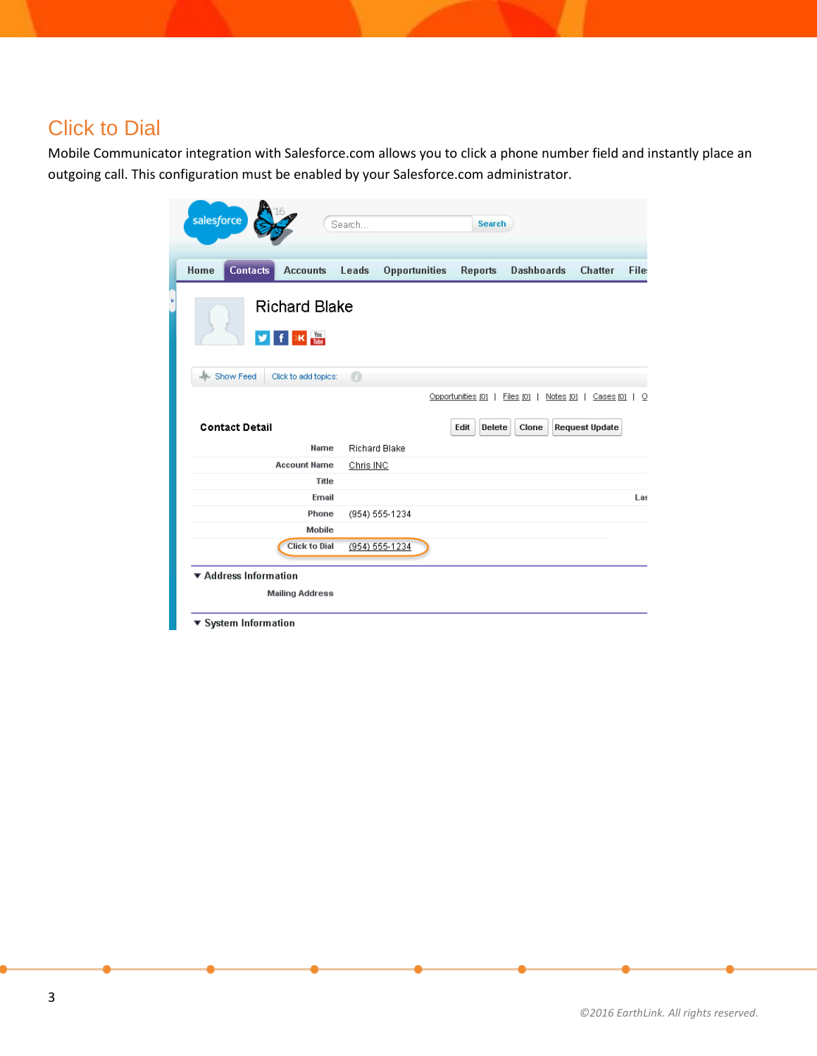## Click to Dial

Mobile Communicator integration with Salesforce.com allows you to click a phone number field and instantly place an outgoing call. This configuration must be enabled by your Salesforce.com administrator.